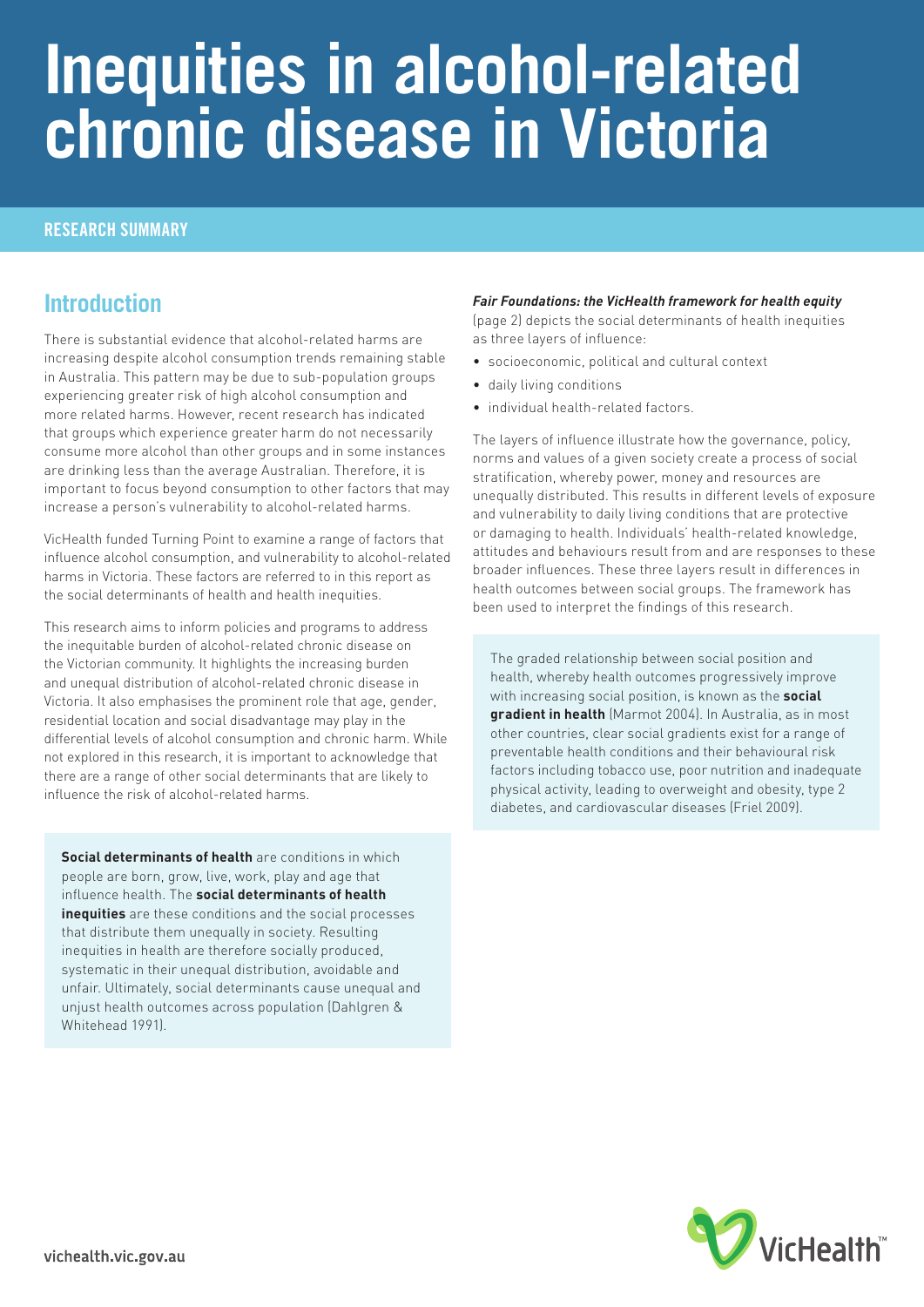# Inequities in alcohol-related chronic disease in Victoria

RESEARCH SUMMARY

## Introduction

There is substantial evidence that alcohol-related harms are increasing despite alcohol consumption trends remaining stable in Australia. This pattern may be due to sub-population groups experiencing greater risk of high alcohol consumption and more related harms. However, recent research has indicated that groups which experience greater harm do not necessarily consume more alcohol than other groups and in some instances are drinking less than the average Australian. Therefore, it is important to focus beyond consumption to other factors that may increase a person's vulnerability to alcohol-related harms.

VicHealth funded Turning Point to examine a range of factors that influence alcohol consumption, and vulnerability to alcohol-related harms in Victoria. These factors are referred to in this report as the social determinants of health and health inequities.

This research aims to inform policies and programs to address the inequitable burden of alcohol-related chronic disease on the Victorian community. It highlights the increasing burden and unequal distribution of alcohol-related chronic disease in Victoria. It also emphasises the prominent role that age, gender, residential location and social disadvantage may play in the differential levels of alcohol consumption and chronic harm. While not explored in this research, it is important to acknowledge that there are a range of other social determinants that are likely to influence the risk of alcohol-related harms.

> **Social determinants of health** are conditions in which people are born, grow, live, work, play and age that influence health. The **social determinants of health inequities** are these conditions and the social processes that distribute them unequally in society. Resulting inequities in health are therefore socially produced, systematic in their unequal distribution, avoidable and unfair. Ultimately, social determinants cause unequal and unjust health outcomes across population (Dahlgren & Whitehead 1991).

***Fair Foundations: the VicHealth framework for health equity*** (page 2) depicts the social determinants of health inequities as three layers of influence:

- socioeconomic, political and cultural context
- daily living conditions
- individual health-related factors.

The layers of influence illustrate how the governance, policy, norms and values of a given society create a process of social stratification, whereby power, money and resources are unequally distributed. This results in different levels of exposure and vulnerability to daily living conditions that are protective or damaging to health. Individuals' health-related knowledge, attitudes and behaviours result from and are responses to these broader influences. These three layers result in differences in health outcomes between social groups. The framework has been used to interpret the findings of this research.

> The graded relationship between social position and health, whereby health outcomes progressively improve with increasing social position, is known as the **social gradient in health** (Marmot 2004). In Australia, as in most other countries, clear social gradients exist for a range of preventable health conditions and their behavioural risk factors including tobacco use, poor nutrition and inadequate physical activity, leading to overweight and obesity, type 2 diabetes, and cardiovascular diseases (Friel 2009).

vichealth.vic.gov.au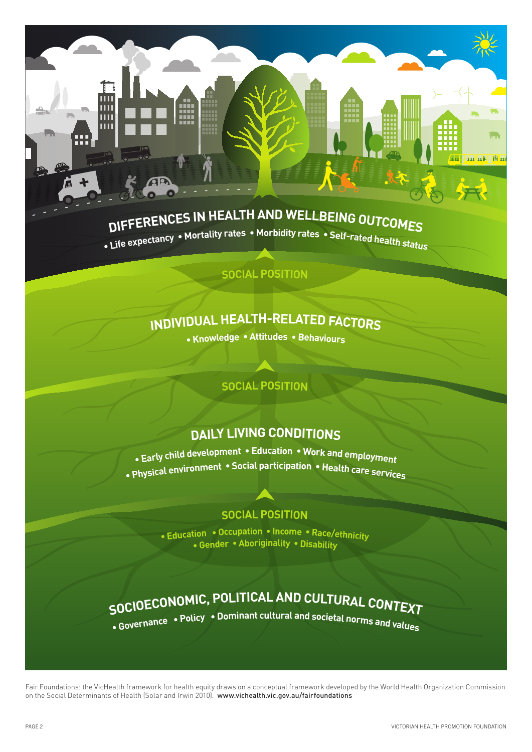## DIFFERENCES IN HEALTH AND WELLBEING OUTCOMES

- Life expectancy
- Mortality rates
- Morbidity rates
- Self-rated health status

**SOCIAL POSITION**

## INDIVIDUAL HEALTH-RELATED FACTORS

- Knowledge
- Attitudes
- Behaviours

**SOCIAL POSITION**

## DAILY LIVING CONDITIONS

- Early child development
- Education
- Work and employment
- Physical environment
- Social participation
- Health care services

**SOCIAL POSITION**

- Education
- Occupation
- Income
- Race/ethnicity
- Gender
- Aboriginality
- Disability

## SOCIOECONOMIC, POLITICAL AND CULTURAL CONTEXT

- Governance
- Policy
- Dominant cultural and societal norms and values

Fair Foundations: the VicHealth framework for health equity draws on a conceptual framework developed by the World Health Organization Commission on the Social Determinants of Health (Solar and Irwin 2010). www.vichealth.vic.gov.au/fairfoundations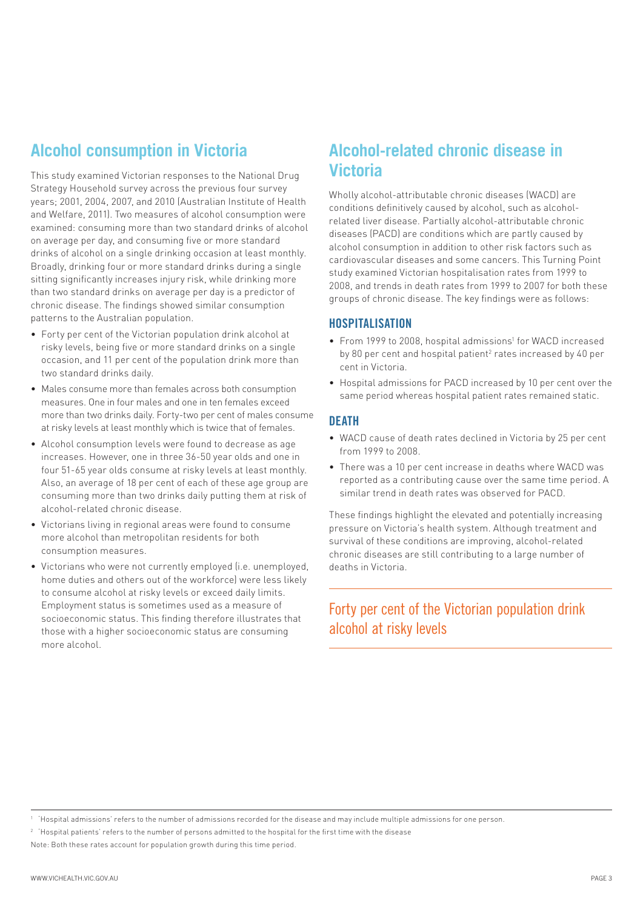## Alcohol consumption in Victoria

This study examined Victorian responses to the National Drug Strategy Household survey across the previous four survey years; 2001, 2004, 2007, and 2010 (Australian Institute of Health and Welfare, 2011). Two measures of alcohol consumption were examined: consuming more than two standard drinks of alcohol on average per day, and consuming five or more standard drinks of alcohol on a single drinking occasion at least monthly. Broadly, drinking four or more standard drinks during a single sitting significantly increases injury risk, while drinking more than two standard drinks on average per day is a predictor of chronic disease. The findings showed similar consumption patterns to the Australian population.

- Forty per cent of the Victorian population drink alcohol at risky levels, being five or more standard drinks on a single occasion, and 11 per cent of the population drink more than two standard drinks daily.
- Males consume more than females across both consumption measures. One in four males and one in ten females exceed more than two drinks daily. Forty-two per cent of males consume at risky levels at least monthly which is twice that of females.
- Alcohol consumption levels were found to decrease as age increases. However, one in three 36-50 year olds and one in four 51-65 year olds consume at risky levels at least monthly. Also, an average of 18 per cent of each of these age group are consuming more than two drinks daily putting them at risk of alcohol-related chronic disease.
- Victorians living in regional areas were found to consume more alcohol than metropolitan residents for both consumption measures.
- Victorians who were not currently employed (i.e. unemployed, home duties and others out of the workforce) were less likely to consume alcohol at risky levels or exceed daily limits. Employment status is sometimes used as a measure of socioeconomic status. This finding therefore illustrates that those with a higher socioeconomic status are consuming more alcohol.

## Alcohol-related chronic disease in Victoria

Wholly alcohol-attributable chronic diseases (WACD) are conditions definitively caused by alcohol, such as alcohol-related liver disease. Partially alcohol-attributable chronic diseases (PACD) are conditions which are partly caused by alcohol consumption in addition to other risk factors such as cardiovascular diseases and some cancers. This Turning Point study examined Victorian hospitalisation rates from 1999 to 2008, and trends in death rates from 1999 to 2007 for both these groups of chronic disease. The key findings were as follows:

### HOSPITALISATION

- From 1999 to 2008, hospital admissions[1] for WACD increased by 80 per cent and hospital patient[2] rates increased by 40 per cent in Victoria.
- Hospital admissions for PACD increased by 10 per cent over the same period whereas hospital patient rates remained static.

### DEATH

- WACD cause of death rates declined in Victoria by 25 per cent from 1999 to 2008.
- There was a 10 per cent increase in deaths where WACD was reported as a contributing cause over the same time period. A similar trend in death rates was observed for PACD.

These findings highlight the elevated and potentially increasing pressure on Victoria's health system. Although treatment and survival of these conditions are improving, alcohol-related chronic diseases are still contributing to a large number of deaths in Victoria.

> Forty per cent of the Victorian population drink alcohol at risky levels

[1] 'Hospital admissions' refers to the number of admissions recorded for the disease and may include multiple admissions for one person.

[2] 'Hospital patients' refers to the number of persons admitted to the hospital for the first time with the disease

Note: Both these rates account for population growth during this time period.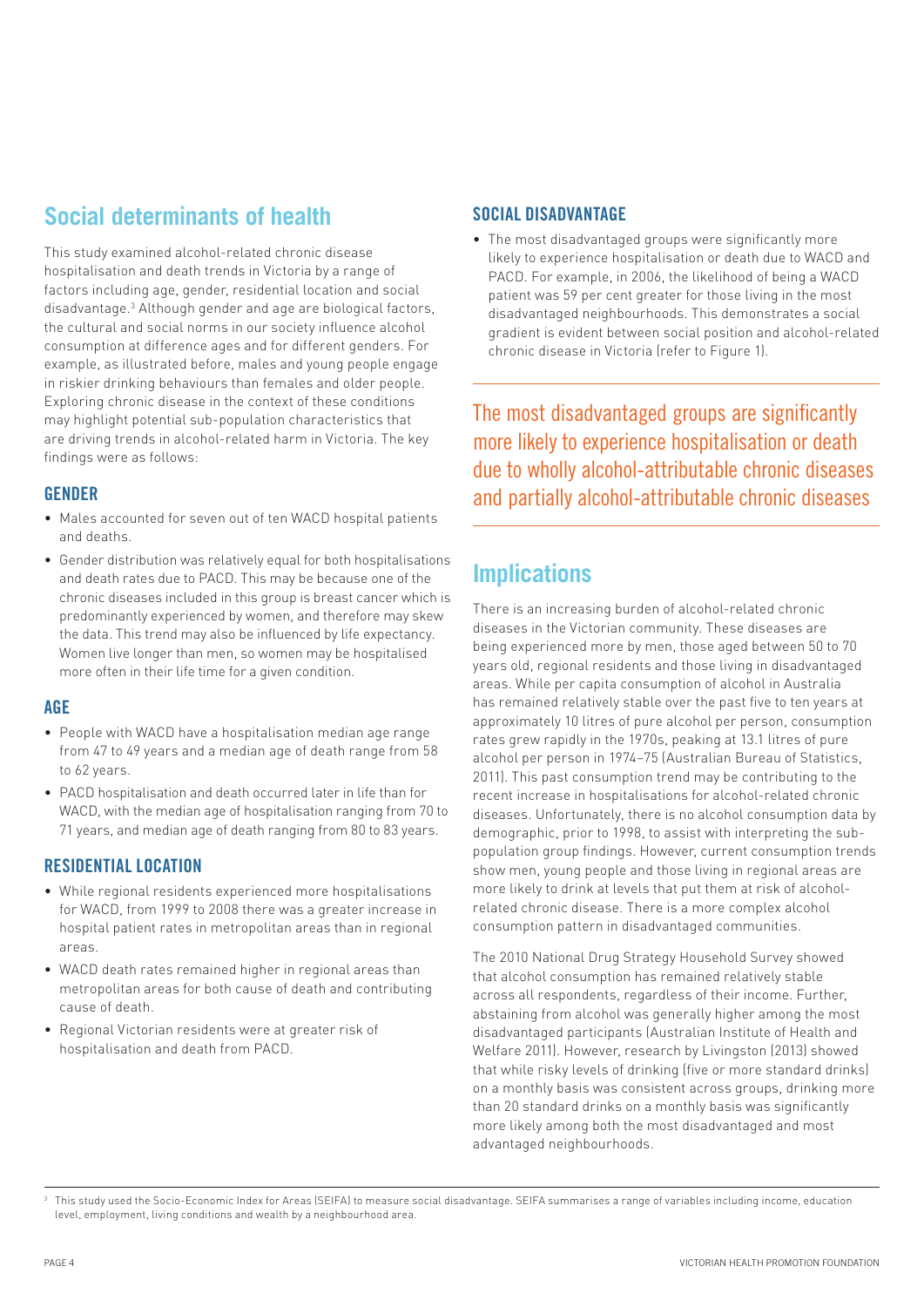## Social determinants of health

This study examined alcohol-related chronic disease hospitalisation and death trends in Victoria by a range of factors including age, gender, residential location and social disadvantage.[3] Although gender and age are biological factors, the cultural and social norms in our society influence alcohol consumption at difference ages and for different genders. For example, as illustrated before, males and young people engage in riskier drinking behaviours than females and older people. Exploring chronic disease in the context of these conditions may highlight potential sub-population characteristics that are driving trends in alcohol-related harm in Victoria. The key findings were as follows:

### GENDER

- Males accounted for seven out of ten WACD hospital patients and deaths.
- Gender distribution was relatively equal for both hospitalisations and death rates due to PACD. This may be because one of the chronic diseases included in this group is breast cancer which is predominantly experienced by women, and therefore may skew the data. This trend may also be influenced by life expectancy. Women live longer than men, so women may be hospitalised more often in their life time for a given condition.

### AGE

- People with WACD have a hospitalisation median age range from 47 to 49 years and a median age of death range from 58 to 62 years.
- PACD hospitalisation and death occurred later in life than for WACD, with the median age of hospitalisation ranging from 70 to 71 years, and median age of death ranging from 80 to 83 years.

### RESIDENTIAL LOCATION

- While regional residents experienced more hospitalisations for WACD, from 1999 to 2008 there was a greater increase in hospital patient rates in metropolitan areas than in regional areas.
- WACD death rates remained higher in regional areas than metropolitan areas for both cause of death and contributing cause of death.
- Regional Victorian residents were at greater risk of hospitalisation and death from PACD.

### SOCIAL DISADVANTAGE

- The most disadvantaged groups were significantly more likely to experience hospitalisation or death due to WACD and PACD. For example, in 2006, the likelihood of being a WACD patient was 59 per cent greater for those living in the most disadvantaged neighbourhoods. This demonstrates a social gradient is evident between social position and alcohol-related chronic disease in Victoria (refer to Figure 1).

The most disadvantaged groups are significantly more likely to experience hospitalisation or death due to wholly alcohol-attributable chronic diseases and partially alcohol-attributable chronic diseases

## Implications

There is an increasing burden of alcohol-related chronic diseases in the Victorian community. These diseases are being experienced more by men, those aged between 50 to 70 years old, regional residents and those living in disadvantaged areas. While per capita consumption of alcohol in Australia has remained relatively stable over the past five to ten years at approximately 10 litres of pure alcohol per person, consumption rates grew rapidly in the 1970s, peaking at 13.1 litres of pure alcohol per person in 1974–75 (Australian Bureau of Statistics, 2011). This past consumption trend may be contributing to the recent increase in hospitalisations for alcohol-related chronic diseases. Unfortunately, there is no alcohol consumption data by demographic, prior to 1998, to assist with interpreting the sub-population group findings. However, current consumption trends show men, young people and those living in regional areas are more likely to drink at levels that put them at risk of alcohol-related chronic disease. There is a more complex alcohol consumption pattern in disadvantaged communities.

The 2010 National Drug Strategy Household Survey showed that alcohol consumption has remained relatively stable across all respondents, regardless of their income. Further, abstaining from alcohol was generally higher among the most disadvantaged participants (Australian Institute of Health and Welfare 2011). However, research by Livingston (2013) showed that while risky levels of drinking (five or more standard drinks) on a monthly basis was consistent across groups, drinking more than 20 standard drinks on a monthly basis was significantly more likely among both the most disadvantaged and most advantaged neighbourhoods.

[3] This study used the Socio-Economic Index for Areas (SEIFA) to measure social disadvantage. SEIFA summarises a range of variables including income, education level, employment, living conditions and wealth by a neighbourhood area.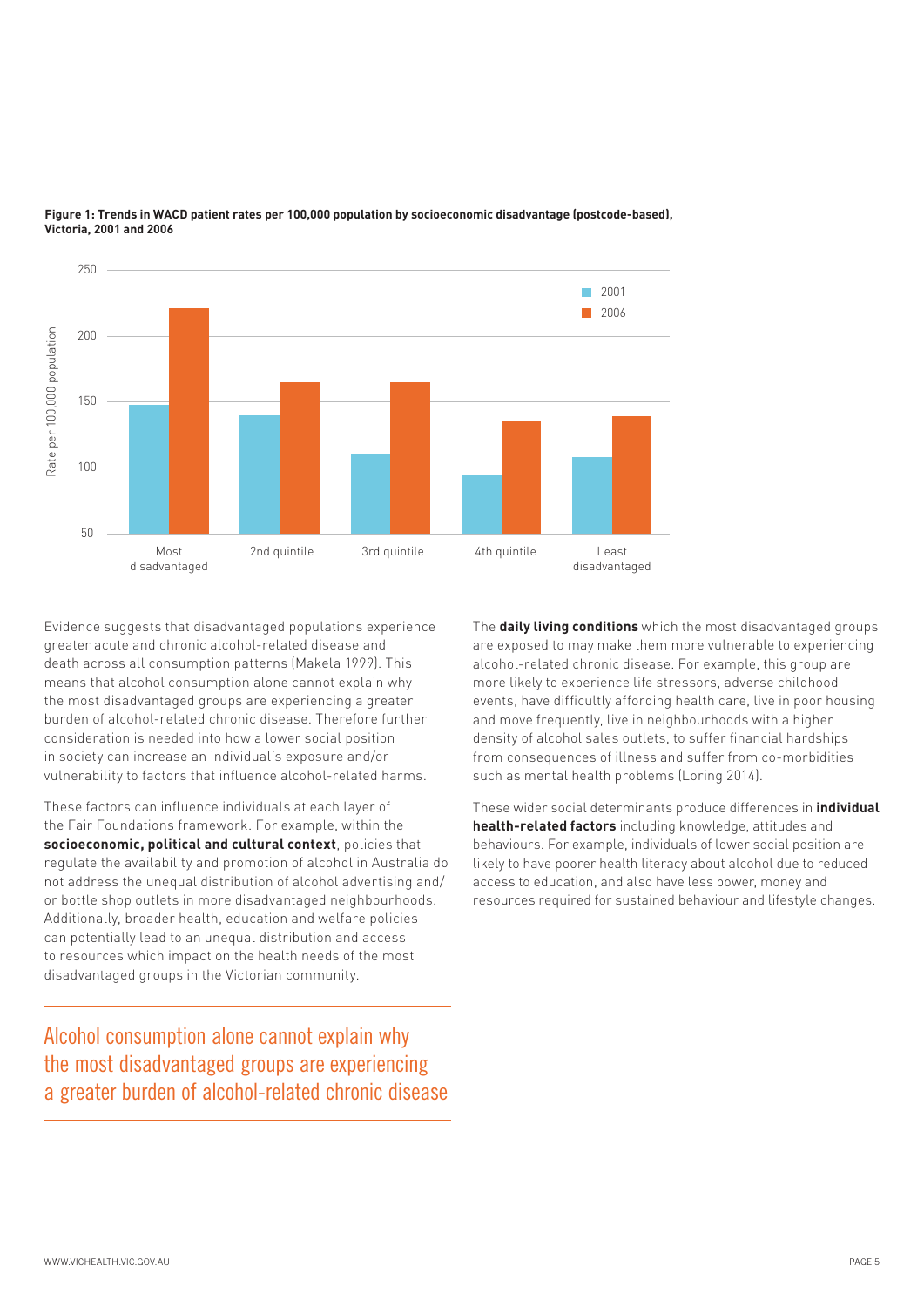**Figure 1: Trends in WACD patient rates per 100,000 population by socioeconomic disadvantage (postcode-based), Victoria, 2001 and 2006**

Evidence suggests that disadvantaged populations experience greater acute and chronic alcohol-related disease and death across all consumption patterns (Makela 1999). This means that alcohol consumption alone cannot explain why the most disadvantaged groups are experiencing a greater burden of alcohol-related chronic disease. Therefore further consideration is needed into how a lower social position in society can increase an individual's exposure and/or vulnerability to factors that influence alcohol-related harms.

These factors can influence individuals at each layer of the Fair Foundations framework. For example, within the **socioeconomic, political and cultural context**, policies that regulate the availability and promotion of alcohol in Australia do not address the unequal distribution of alcohol advertising and/or bottle shop outlets in more disadvantaged neighbourhoods. Additionally, broader health, education and welfare policies can potentially lead to an unequal distribution and access to resources which impact on the health needs of the most disadvantaged groups in the Victorian community.

## Alcohol consumption alone cannot explain why the most disadvantaged groups are experiencing a greater burden of alcohol-related chronic disease

The **daily living conditions** which the most disadvantaged groups are exposed to may make them more vulnerable to experiencing alcohol-related chronic disease. For example, this group are more likely to experience life stressors, adverse childhood events, have difficultly affording health care, live in poor housing and move frequently, live in neighbourhoods with a higher density of alcohol sales outlets, to suffer financial hardships from consequences of illness and suffer from co-morbidities such as mental health problems (Loring 2014).

These wider social determinants produce differences in **individual health-related factors** including knowledge, attitudes and behaviours. For example, individuals of lower social position are likely to have poorer health literacy about alcohol due to reduced access to education, and also have less power, money and resources required for sustained behaviour and lifestyle changes.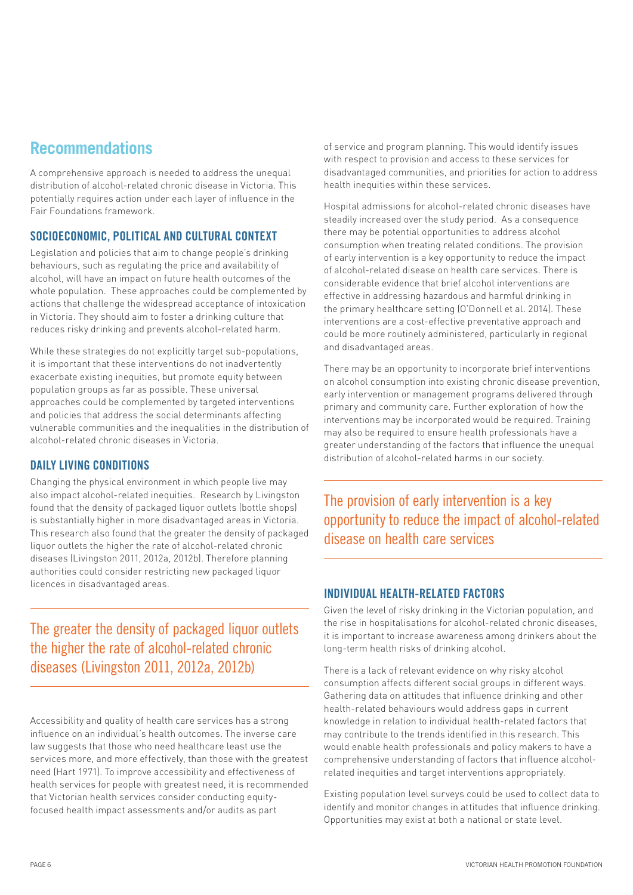## Recommendations

A comprehensive approach is needed to address the unequal distribution of alcohol-related chronic disease in Victoria. This potentially requires action under each layer of influence in the Fair Foundations framework.

### SOCIOECONOMIC, POLITICAL AND CULTURAL CONTEXT

Legislation and policies that aim to change people's drinking behaviours, such as regulating the price and availability of alcohol, will have an impact on future health outcomes of the whole population. These approaches could be complemented by actions that challenge the widespread acceptance of intoxication in Victoria. They should aim to foster a drinking culture that reduces risky drinking and prevents alcohol-related harm.

While these strategies do not explicitly target sub-populations, it is important that these interventions do not inadvertently exacerbate existing inequities, but promote equity between population groups as far as possible. These universal approaches could be complemented by targeted interventions and policies that address the social determinants affecting vulnerable communities and the inequalities in the distribution of alcohol-related chronic diseases in Victoria.

### DAILY LIVING CONDITIONS

Changing the physical environment in which people live may also impact alcohol-related inequities. Research by Livingston found that the density of packaged liquor outlets (bottle shops) is substantially higher in more disadvantaged areas in Victoria. This research also found that the greater the density of packaged liquor outlets the higher the rate of alcohol-related chronic diseases (Livingston 2011, 2012a, 2012b). Therefore planning authorities could consider restricting new packaged liquor licences in disadvantaged areas.

> The greater the density of packaged liquor outlets the higher the rate of alcohol-related chronic diseases (Livingston 2011, 2012a, 2012b)

Accessibility and quality of health care services has a strong influence on an individual's health outcomes. The inverse care law suggests that those who need healthcare least use the services more, and more effectively, than those with the greatest need (Hart 1971). To improve accessibility and effectiveness of health services for people with greatest need, it is recommended that Victorian health services consider conducting equity-focused health impact assessments and/or audits as part of service and program planning. This would identify issues with respect to provision and access to these services for disadvantaged communities, and priorities for action to address health inequities within these services.

Hospital admissions for alcohol-related chronic diseases have steadily increased over the study period. As a consequence there may be potential opportunities to address alcohol consumption when treating related conditions. The provision of early intervention is a key opportunity to reduce the impact of alcohol-related disease on health care services. There is considerable evidence that brief alcohol interventions are effective in addressing hazardous and harmful drinking in the primary healthcare setting (O'Donnell et al. 2014). These interventions are a cost-effective preventative approach and could be more routinely administered, particularly in regional and disadvantaged areas.

There may be an opportunity to incorporate brief interventions on alcohol consumption into existing chronic disease prevention, early intervention or management programs delivered through primary and community care. Further exploration of how the interventions may be incorporated would be required. Training may also be required to ensure health professionals have a greater understanding of the factors that influence the unequal distribution of alcohol-related harms in our society.

> The provision of early intervention is a key opportunity to reduce the impact of alcohol-related disease on health care services

### INDIVIDUAL HEALTH-RELATED FACTORS

Given the level of risky drinking in the Victorian population, and the rise in hospitalisations for alcohol-related chronic diseases, it is important to increase awareness among drinkers about the long-term health risks of drinking alcohol.

There is a lack of relevant evidence on why risky alcohol consumption affects different social groups in different ways. Gathering data on attitudes that influence drinking and other health-related behaviours would address gaps in current knowledge in relation to individual health-related factors that may contribute to the trends identified in this research. This would enable health professionals and policy makers to have a comprehensive understanding of factors that influence alcohol-related inequities and target interventions appropriately.

Existing population level surveys could be used to collect data to identify and monitor changes in attitudes that influence drinking. Opportunities may exist at both a national or state level.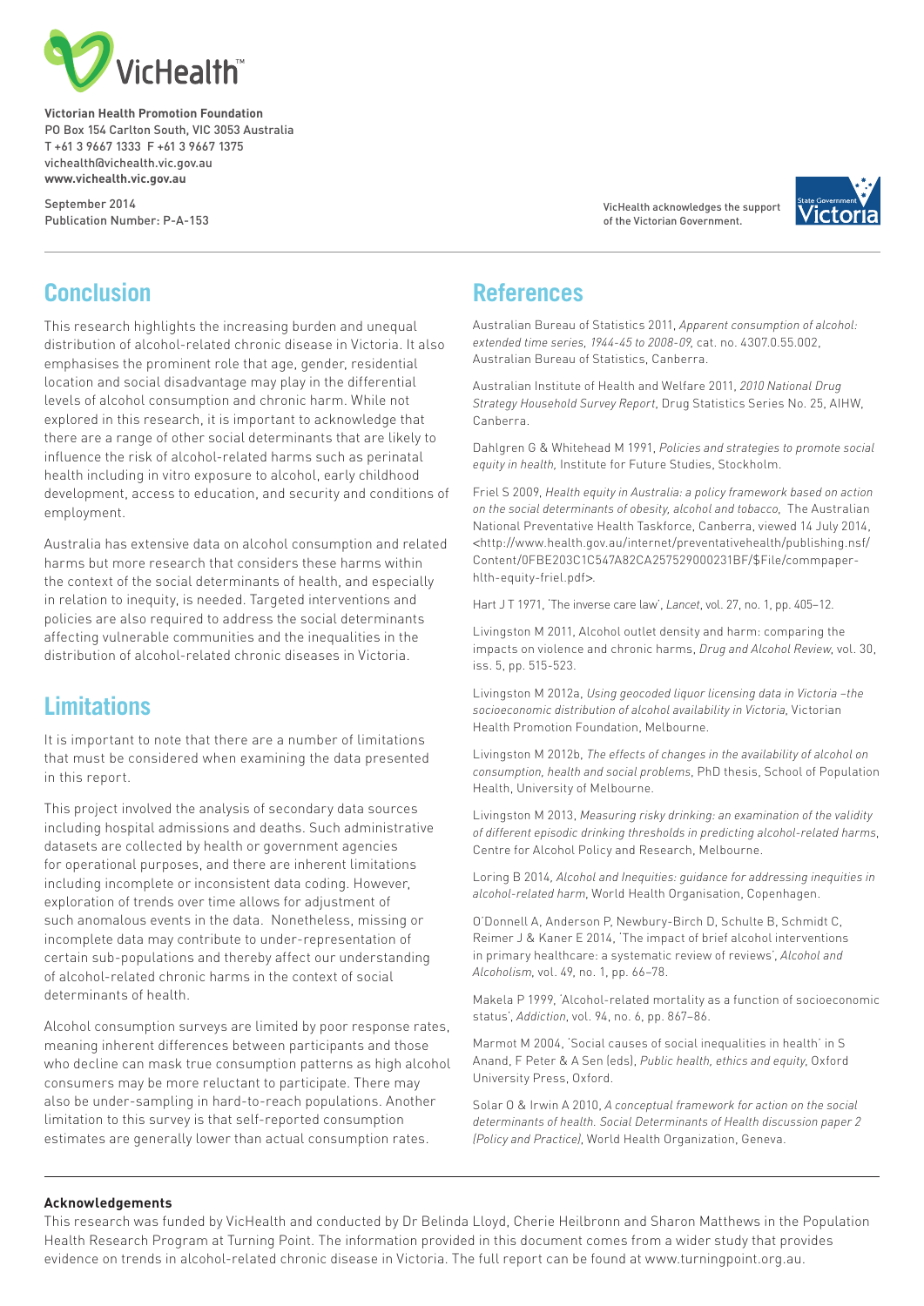VicHealth™

**Victorian Health Promotion Foundation**
PO Box 154 Carlton South, VIC 3053 Australia
T +61 3 9667 1333 F +61 3 9667 1375
vichealth@vichealth.vic.gov.au
**www.vichealth.vic.gov.au**

September 2014
Publication Number: P-A-153

VicHealth acknowledges the support of the Victorian Government.

## Conclusion

This research highlights the increasing burden and unequal distribution of alcohol-related chronic disease in Victoria. It also emphasises the prominent role that age, gender, residential location and social disadvantage may play in the differential levels of alcohol consumption and chronic harm. While not explored in this research, it is important to acknowledge that there are a range of other social determinants that are likely to influence the risk of alcohol-related harms such as perinatal health including in vitro exposure to alcohol, early childhood development, access to education, and security and conditions of employment.

Australia has extensive data on alcohol consumption and related harms but more research that considers these harms within the context of the social determinants of health, and especially in relation to inequity, is needed. Targeted interventions and policies are also required to address the social determinants affecting vulnerable communities and the inequalities in the distribution of alcohol-related chronic diseases in Victoria.

## Limitations

It is important to note that there are a number of limitations that must be considered when examining the data presented in this report.

This project involved the analysis of secondary data sources including hospital admissions and deaths. Such administrative datasets are collected by health or government agencies for operational purposes, and there are inherent limitations including incomplete or inconsistent data coding. However, exploration of trends over time allows for adjustment of such anomalous events in the data. Nonetheless, missing or incomplete data may contribute to under-representation of certain sub-populations and thereby affect our understanding of alcohol-related chronic harms in the context of social determinants of health.

Alcohol consumption surveys are limited by poor response rates, meaning inherent differences between participants and those who decline can mask true consumption patterns as high alcohol consumers may be more reluctant to participate. There may also be under-sampling in hard-to-reach populations. Another limitation to this survey is that self-reported consumption estimates are generally lower than actual consumption rates.

## References

Australian Bureau of Statistics 2011, *Apparent consumption of alcohol: extended time series, 1944-45 to 2008-09*, cat. no. 4307.0.55.002, Australian Bureau of Statistics, Canberra.

Australian Institute of Health and Welfare 2011, *2010 National Drug Strategy Household Survey Report*, Drug Statistics Series No. 25, AIHW, Canberra.

Dahlgren G & Whitehead M 1991, *Policies and strategies to promote social equity in health,* Institute for Future Studies, Stockholm.

Friel S 2009, *Health equity in Australia: a policy framework based on action on the social determinants of obesity, alcohol and tobacco*, The Australian National Preventative Health Taskforce, Canberra, viewed 14 July 2014, <http://www.health.gov.au/internet/preventativehealth/publishing.nsf/Content/0FBE203C1C547A82CA257529000231BF/$File/commpaper-hlth-equity-friel.pdf>.

Hart J T 1971, 'The inverse care law', *Lancet*, vol. 27, no. 1, pp. 405–12.

Livingston M 2011, Alcohol outlet density and harm: comparing the impacts on violence and chronic harms, *Drug and Alcohol Review*, vol. 30, iss. 5, pp. 515-523.

Livingston M 2012a, *Using geocoded liquor licensing data in Victoria –the socioeconomic distribution of alcohol availability in Victoria,* Victorian Health Promotion Foundation, Melbourne.

Livingston M 2012b, *The effects of changes in the availability of alcohol on consumption, health and social problems*, PhD thesis, School of Population Health, University of Melbourne.

Livingston M 2013, *Measuring risky drinking: an examination of the validity of different episodic drinking thresholds in predicting alcohol-related harms*, Centre for Alcohol Policy and Research, Melbourne.

Loring B 2014, *Alcohol and Inequities: guidance for addressing inequities in alcohol-related harm*, World Health Organisation, Copenhagen.

O'Donnell A, Anderson P, Newbury-Birch D, Schulte B, Schmidt C, Reimer J & Kaner E 2014, 'The impact of brief alcohol interventions in primary healthcare: a systematic review of reviews', *Alcohol and Alcoholism*, vol. 49, no. 1, pp. 66–78.

Makela P 1999, 'Alcohol-related mortality as a function of socioeconomic status', *Addiction*, vol. 94, no. 6, pp. 867–86.

Marmot M 2004, 'Social causes of social inequalities in health' in S Anand, F Peter & A Sen (eds), *Public health, ethics and equity*, Oxford University Press, Oxford.

Solar O & Irwin A 2010, *A conceptual framework for action on the social determinants of health. Social Determinants of Health discussion paper 2 (Policy and Practice)*, World Health Organization, Geneva.

**Acknowledgements**

This research was funded by VicHealth and conducted by Dr Belinda Lloyd, Cherie Heilbronn and Sharon Matthews in the Population Health Research Program at Turning Point. The information provided in this document comes from a wider study that provides evidence on trends in alcohol-related chronic disease in Victoria. The full report can be found at www.turningpoint.org.au.